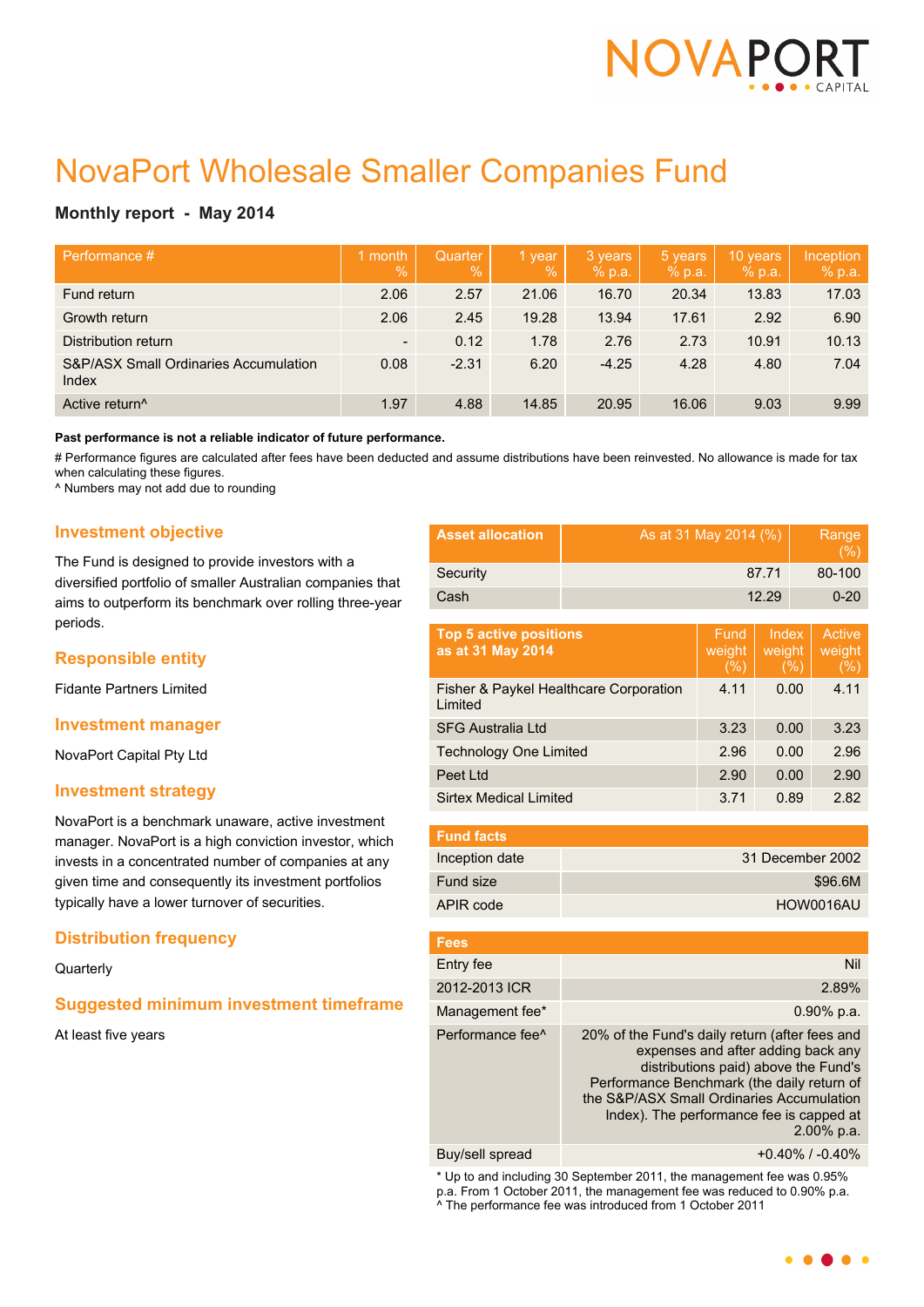# NovaPort Wholesale Smaller Companies Fund

**Monthly report - May 2014**

| Performance # | 1 month % | Quarter % | 1 year % | 3 years % p.a. | 5 years % p.a. | 10 years % p.a. | Inception % p.a. |
|---|---|---|---|---|---|---|---|
| Fund return | 2.06 | 2.57 | 21.06 | 16.70 | 20.34 | 13.83 | 17.03 |
| Growth return | 2.06 | 2.45 | 19.28 | 13.94 | 17.61 | 2.92 | 6.90 |
| Distribution return | - | 0.12 | 1.78 | 2.76 | 2.73 | 10.91 | 10.13 |
| S&P/ASX Small Ordinaries Accumulation Index | 0.08 | -2.31 | 6.20 | -4.25 | 4.28 | 4.80 | 7.04 |
| Active return^ | 1.97 | 4.88 | 14.85 | 20.95 | 16.06 | 9.03 | 9.99 |

**Past performance is not a reliable indicator of future performance.**

# Performance figures are calculated after fees have been deducted and assume distributions have been reinvested. No allowance is made for tax when calculating these figures.
^ Numbers may not add due to rounding

## Investment objective

The Fund is designed to provide investors with a diversified portfolio of smaller Australian companies that aims to outperform its benchmark over rolling three-year periods.

## Responsible entity

Fidante Partners Limited

## Investment manager

NovaPort Capital Pty Ltd

## Investment strategy

NovaPort is a benchmark unaware, active investment manager. NovaPort is a high conviction investor, which invests in a concentrated number of companies at any given time and consequently its investment portfolios typically have a lower turnover of securities.

## Distribution frequency

Quarterly

## Suggested minimum investment timeframe

At least five years

| Asset allocation | As at 31 May 2014 (%) | Range (%) |
|---|---|---|
| Security | 87.71 | 80-100 |
| Cash | 12.29 | 0-20 |

| Top 5 active positions as at 31 May 2014 | Fund weight (%) | Index weight (%) | Active weight (%) |
|---|---|---|---|
| Fisher & Paykel Healthcare Corporation Limited | 4.11 | 0.00 | 4.11 |
| SFG Australia Ltd | 3.23 | 0.00 | 3.23 |
| Technology One Limited | 2.96 | 0.00 | 2.96 |
| Peet Ltd | 2.90 | 0.00 | 2.90 |
| Sirtex Medical Limited | 3.71 | 0.89 | 2.82 |

| Fund facts | |
|---|---|
| Inception date | 31 December 2002 |
| Fund size | $96.6M |
| APIR code | HOW0016AU |

| Fees | |
|---|---|
| Entry fee | Nil |
| 2012-2013 ICR | 2.89% |
| Management fee* | 0.90% p.a. |
| Performance fee^ | 20% of the Fund's daily return (after fees and expenses and after adding back any distributions paid) above the Fund's Performance Benchmark (the daily return of the S&P/ASX Small Ordinaries Accumulation Index). The performance fee is capped at 2.00% p.a. |
| Buy/sell spread | +0.40% / -0.40% |

* Up to and including 30 September 2011, the management fee was 0.95% p.a. From 1 October 2011, the management fee was reduced to 0.90% p.a.
^ The performance fee was introduced from 1 October 2011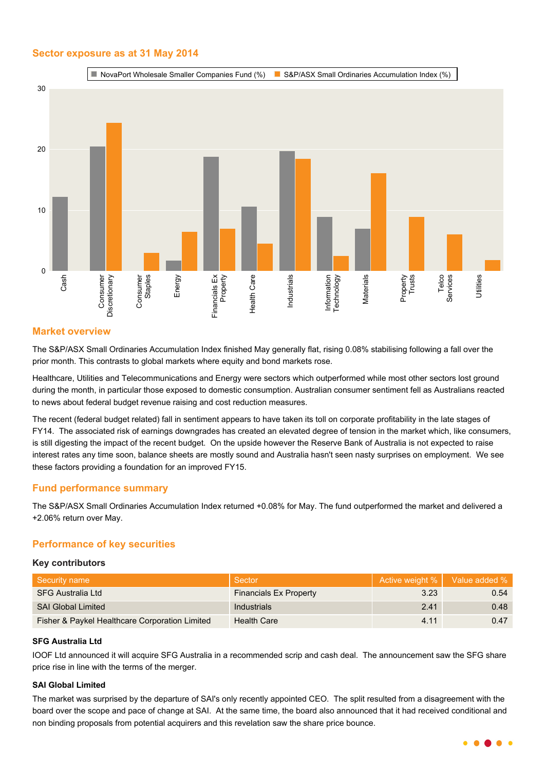## Sector exposure as at 31 May 2014

## Market overview

The S&P/ASX Small Ordinaries Accumulation Index finished May generally flat, rising 0.08% stabilising following a fall over the prior month. This contrasts to global markets where equity and bond markets rose.

Healthcare, Utilities and Telecommunications and Energy were sectors which outperformed while most other sectors lost ground during the month, in particular those exposed to domestic consumption. Australian consumer sentiment fell as Australians reacted to news about federal budget revenue raising and cost reduction measures.

The recent (federal budget related) fall in sentiment appears to have taken its toll on corporate profitability in the late stages of FY14. The associated risk of earnings downgrades has created an elevated degree of tension in the market which, like consumers, is still digesting the impact of the recent budget. On the upside however the Reserve Bank of Australia is not expected to raise interest rates any time soon, balance sheets are mostly sound and Australia hasn't seen nasty surprises on employment. We see these factors providing a foundation for an improved FY15.

## Fund performance summary

The S&P/ASX Small Ordinaries Accumulation Index returned +0.08% for May. The fund outperformed the market and delivered a +2.06% return over May.

## Performance of key securities

### Key contributors

| Security name | Sector | Active weight % | Value added % |
|---|---|---|---|
| SFG Australia Ltd | Financials Ex Property | 3.23 | 0.54 |
| SAI Global Limited | Industrials | 2.41 | 0.48 |
| Fisher & Paykel Healthcare Corporation Limited | Health Care | 4.11 | 0.47 |

**SFG Australia Ltd**

IOOF Ltd announced it will acquire SFG Australia in a recommended scrip and cash deal. The announcement saw the SFG share price rise in line with the terms of the merger.

**SAI Global Limited**

The market was surprised by the departure of SAI's only recently appointed CEO. The split resulted from a disagreement with the board over the scope and pace of change at SAI. At the same time, the board also announced that it had received conditional and non binding proposals from potential acquirers and this revelation saw the share price bounce.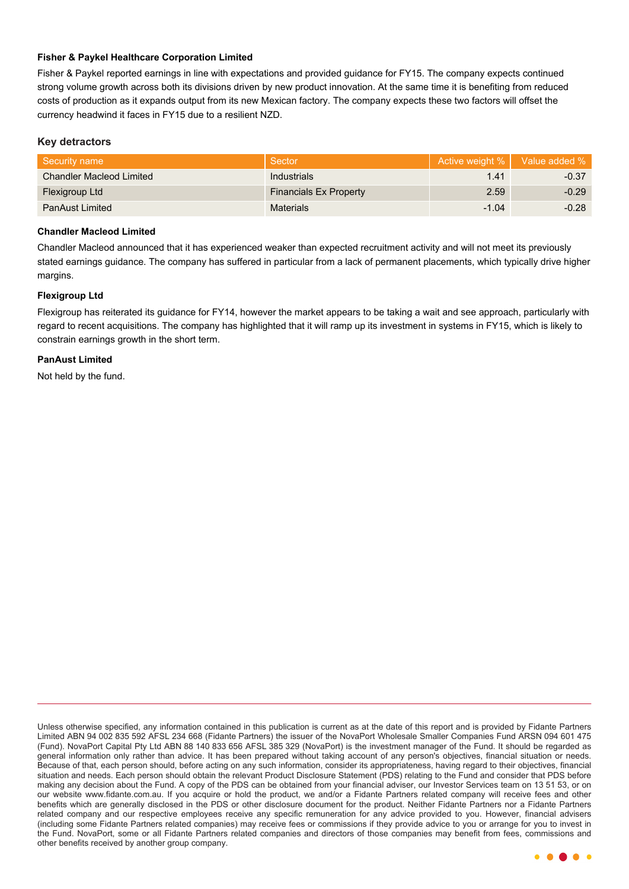#### Fisher & Paykel Healthcare Corporation Limited

Fisher & Paykel reported earnings in line with expectations and provided guidance for FY15. The company expects continued strong volume growth across both its divisions driven by new product innovation. At the same time it is benefiting from reduced costs of production as it expands output from its new Mexican factory. The company expects these two factors will offset the currency headwind it faces in FY15 due to a resilient NZD.

### Key detractors

| Security name | Sector | Active weight % | Value added % |
|---|---|---|---|
| Chandler Macleod Limited | Industrials | 1.41 | -0.37 |
| Flexigroup Ltd | Financials Ex Property | 2.59 | -0.29 |
| PanAust Limited | Materials | -1.04 | -0.28 |

#### Chandler Macleod Limited

Chandler Macleod announced that it has experienced weaker than expected recruitment activity and will not meet its previously stated earnings guidance. The company has suffered in particular from a lack of permanent placements, which typically drive higher margins.

#### Flexigroup Ltd

Flexigroup has reiterated its guidance for FY14, however the market appears to be taking a wait and see approach, particularly with regard to recent acquisitions. The company has highlighted that it will ramp up its investment in systems in FY15, which is likely to constrain earnings growth in the short term.

#### PanAust Limited

Not held by the fund.

---

Unless otherwise specified, any information contained in this publication is current as at the date of this report and is provided by Fidante Partners Limited ABN 94 002 835 592 AFSL 234 668 (Fidante Partners) the issuer of the NovaPort Wholesale Smaller Companies Fund ARSN 094 601 475 (Fund). NovaPort Capital Pty Ltd ABN 88 140 833 656 AFSL 385 329 (NovaPort) is the investment manager of the Fund. It should be regarded as general information only rather than advice. It has been prepared without taking account of any person's objectives, financial situation or needs. Because of that, each person should, before acting on any such information, consider its appropriateness, having regard to their objectives, financial situation and needs. Each person should obtain the relevant Product Disclosure Statement (PDS) relating to the Fund and consider that PDS before making any decision about the Fund. A copy of the PDS can be obtained from your financial adviser, our Investor Services team on 13 51 53, or on our website www.fidante.com.au. If you acquire or hold the product, we and/or a Fidante Partners related company will receive fees and other benefits which are generally disclosed in the PDS or other disclosure document for the product. Neither Fidante Partners nor a Fidante Partners related company and our respective employees receive any specific remuneration for any advice provided to you. However, financial advisers (including some Fidante Partners related companies) may receive fees or commissions if they provide advice to you or arrange for you to invest in the Fund. NovaPort, some or all Fidante Partners related companies and directors of those companies may benefit from fees, commissions and other benefits received by another group company.